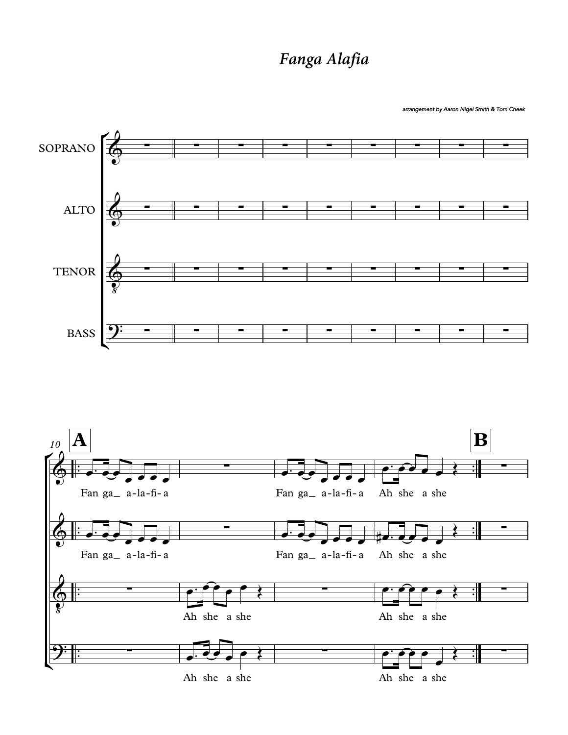# *Fanga Alafia*

*arrangement by Aaron Nigel Smith & Tom Cheek*

SOPRANO

ALTO

TENOR

BASS

**A** **B**

Fan ga_ a-la-fi- a Fan ga_ a-la-fi- a Ah she a she

Fan ga_ a-la-fi- a Fan ga_ a-la-fi- a Ah she a she

Ah she a she Ah she a she

Ah she a she Ah she a she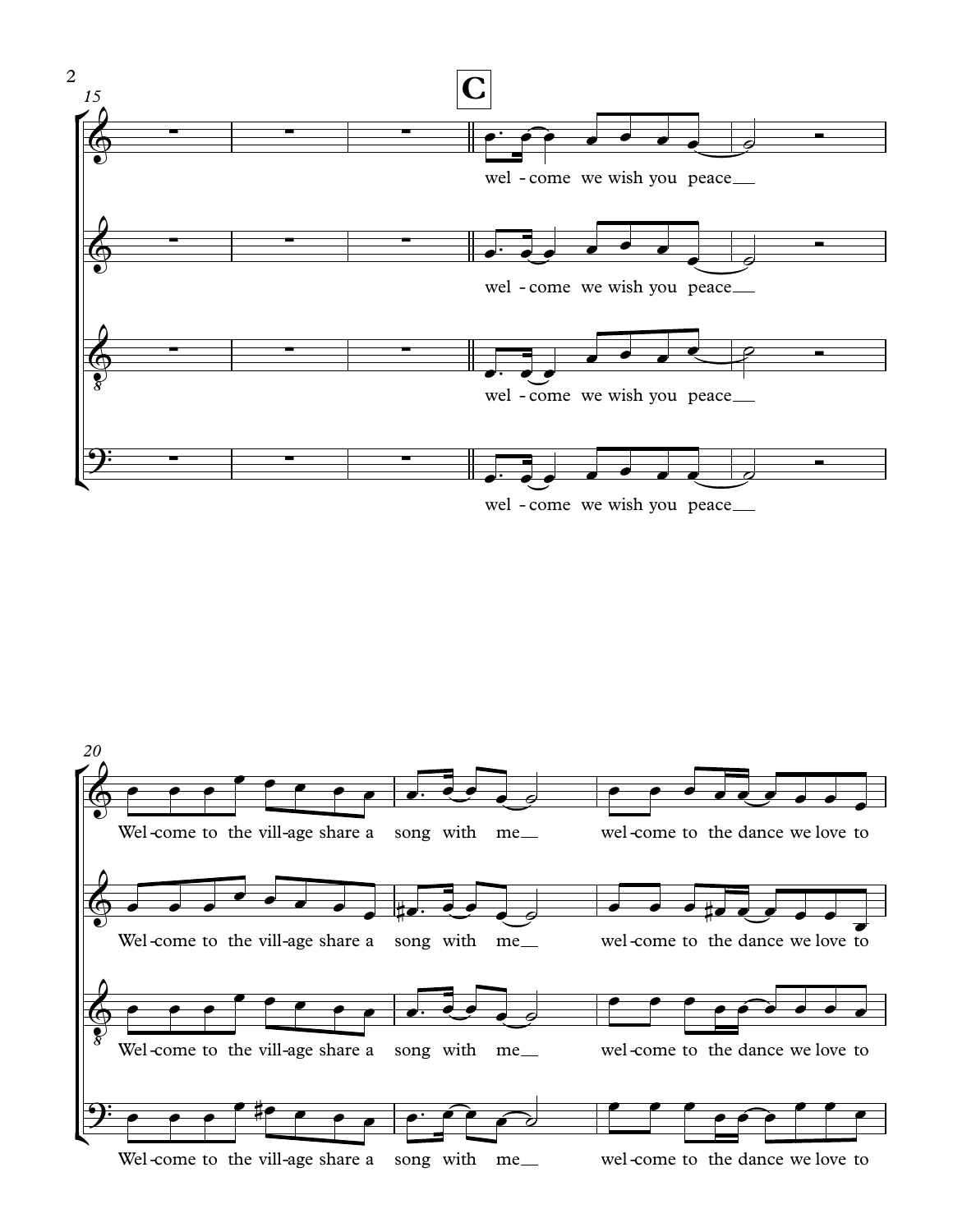**C**

wel - come we wish you peace

wel - come we wish you peace

wel - come we wish you peace

wel - come we wish you peace

Wel-come to the vill-age share a song with me wel-come to the dance we love to

Wel-come to the vill-age share a song with me wel-come to the dance we love to

Wel-come to the vill-age share a song with me wel-come to the dance we love to

Wel-come to the vill-age share a song with me wel-come to the dance we love to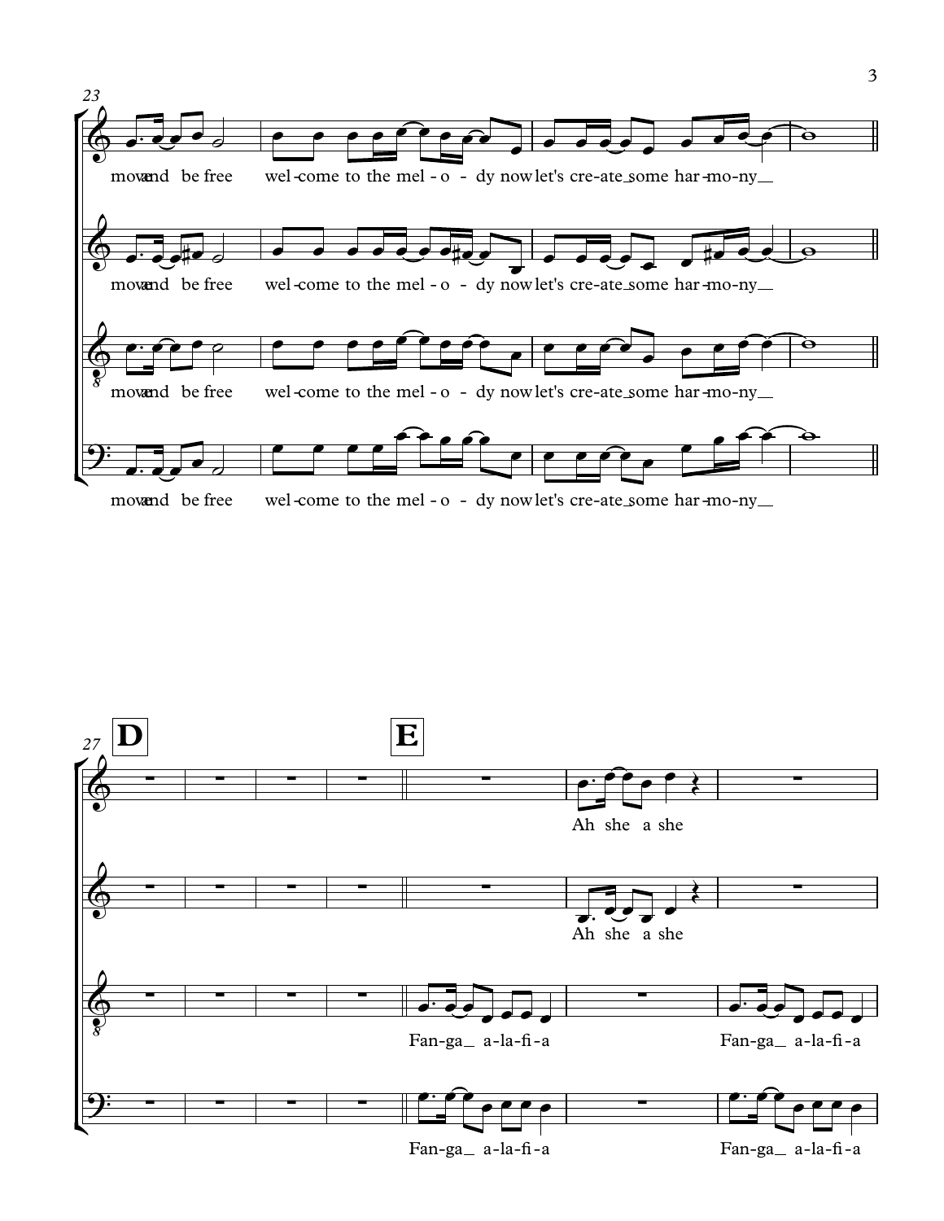23

move and be free welcome to the mel-o-dy now let's cre-ate some har-mo-ny

move and be free welcome to the mel-o-dy now let's cre-ate some har-mo-ny

move and be free welcome to the mel-o-dy now let's cre-ate some har-mo-ny

move and be free welcome to the mel-o-dy now let's cre-ate some har-mo-ny

27

**D**

**E**

Ah she a she

Ah she a she

Fan-ga a-la-fi-a Fan-ga a-la-fi-a

Fan-ga a-la-fi-a Fan-ga a-la-fi-a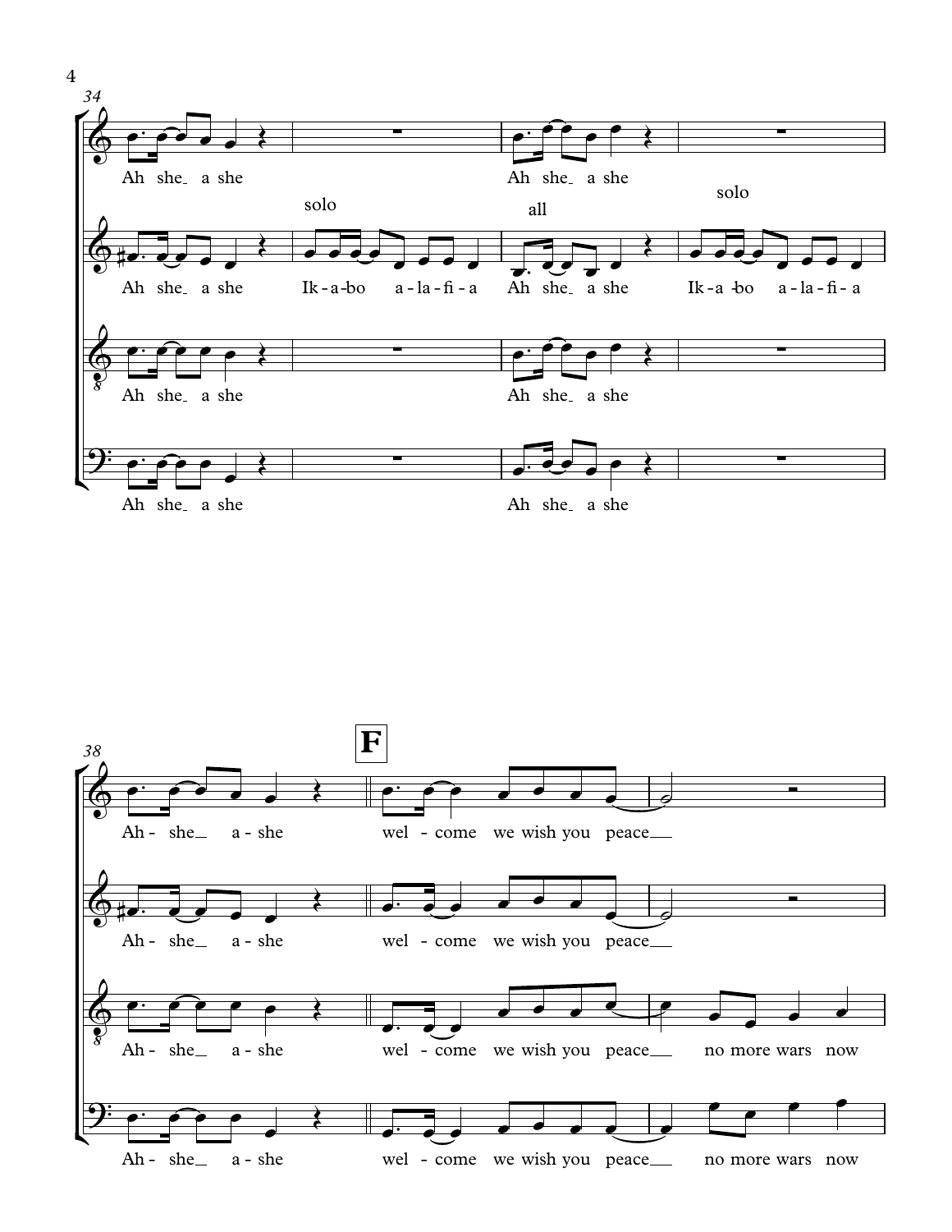34

Ah she a she

solo

Ik-a-bo a-la-fi-a

all

Ah she a she

solo

Ik-a-bo a-la-fi-a

38

**F**

Ah- she a-she wel - come we wish you peace

Ah- she a-she wel - come we wish you peace

Ah- she a-she wel - come we wish you peace no more wars now

Ah- she a-she wel - come we wish you peace no more wars now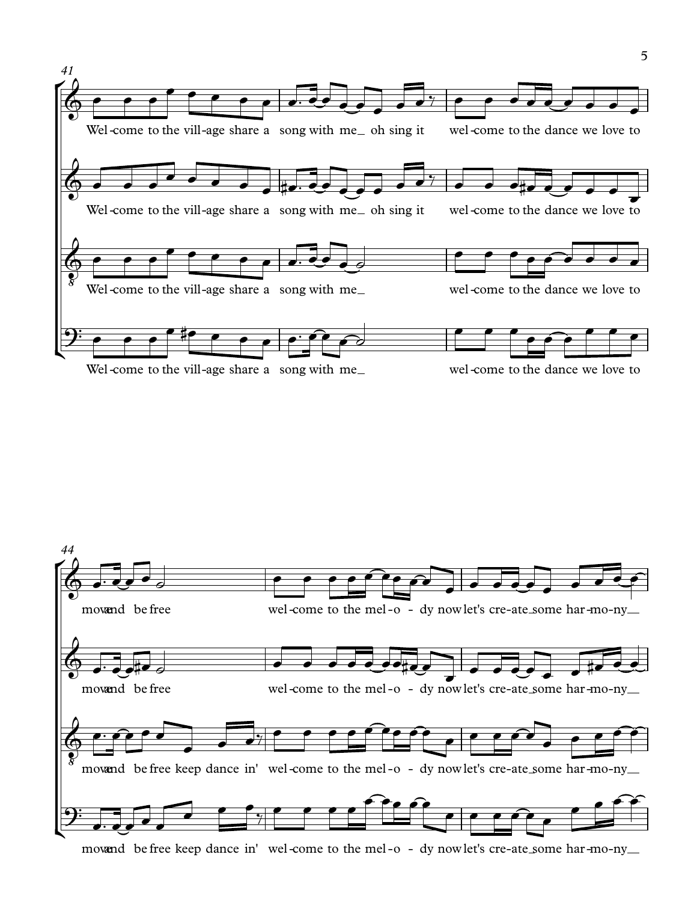41

Wel - come to the vill - age share a song with me_ oh sing it wel - come to the dance we love to

Wel - come to the vill - age share a song with me_ oh sing it wel - come to the dance we love to

Wel - come to the vill - age share a song with me_ wel - come to the dance we love to

Wel - come to the vill - age share a song with me_ wel - come to the dance we love to

44

move and be free wel - come to the mel - o - dy now let's cre - ate_some har - mo - ny_

move and be free wel - come to the mel - o - dy now let's cre - ate_some har - mo - ny_

move and be free keep dance in' wel - come to the mel - o - dy now let's cre - ate_some har - mo - ny_

move and be free keep dance in' wel - come to the mel - o - dy now let's cre - ate_some har - mo - ny_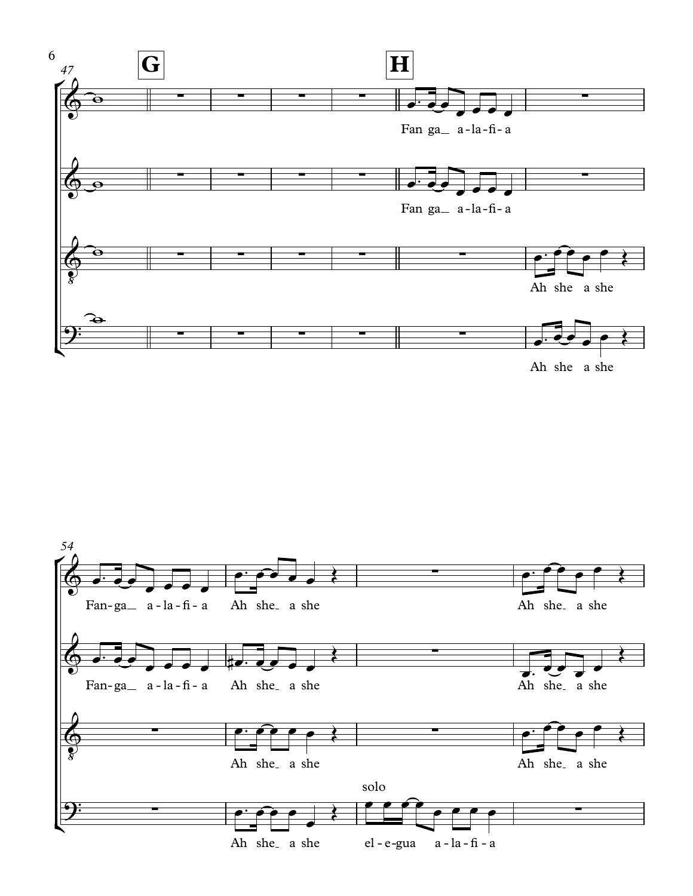47

**G**

**H**

Fan ga_ a-la-fi-a

Fan ga_ a-la-fi-a

Ah she a she

Ah she a she

54

Fan-ga_ a-la-fi-a Ah she_ a she Ah she_ a she

Fan-ga_ a-la-fi-a Ah she_ a she Ah she_ a she

Ah she_ a she Ah she_ a she

solo

Ah she_ a she el-e-gua a-la-fi-a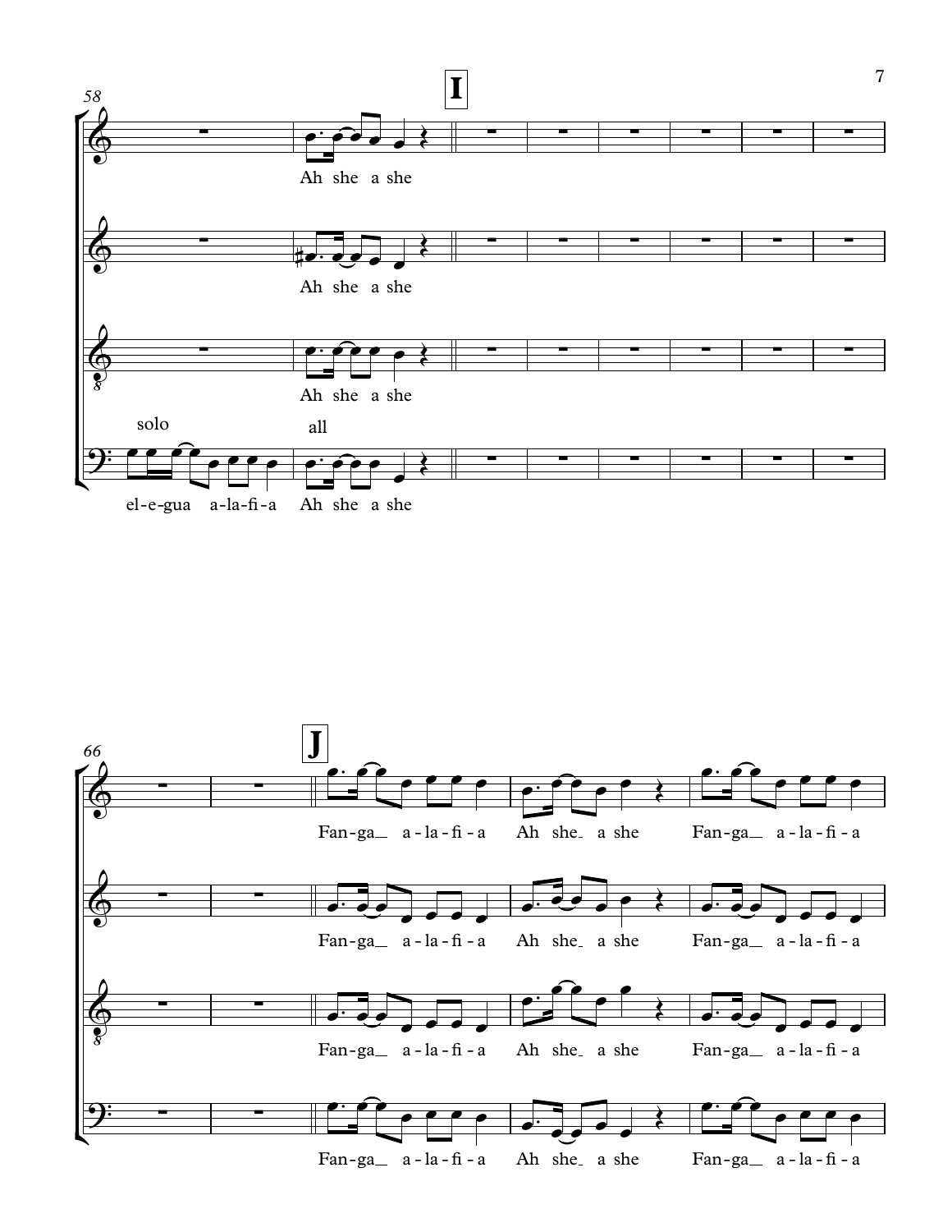58

**I**

Ah she a she

Ah she a she

Ah she a she

solo — all

el-e-gua a-la-fi-a Ah she a she

66

**J**

Fan-ga a-la-fi-a Ah she a she Fan-ga a-la-fi-a

Fan-ga a-la-fi-a Ah she a she Fan-ga a-la-fi-a

Fan-ga a-la-fi-a Ah she a she Fan-ga a-la-fi-a

Fan-ga a-la-fi-a Ah she a she Fan-ga a-la-fi-a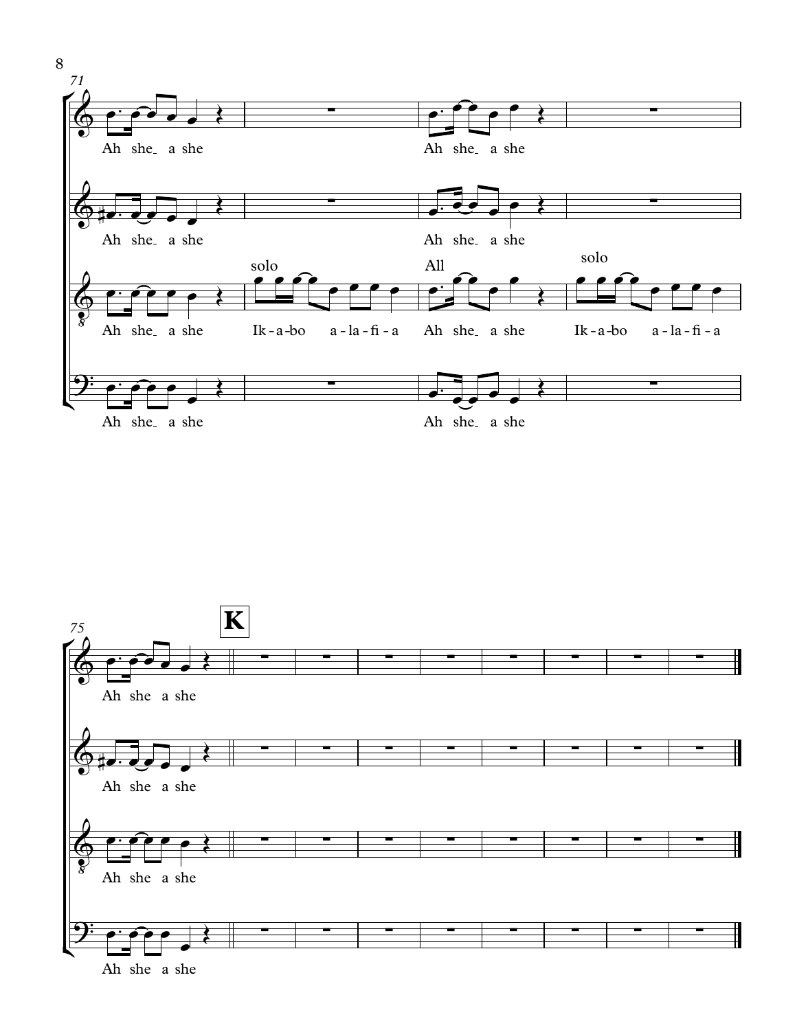71

Ah she a she

Ah she a she

Ah she a she

Ah she a she

solo

Ah she a she Ik-a-bo a-la-fi-a

All

Ah she a she

solo

Ik-a-bo a-la-fi-a

Ah she a she

Ah she a she

75

**K**

Ah she a she

Ah she a she

Ah she a she

Ah she a she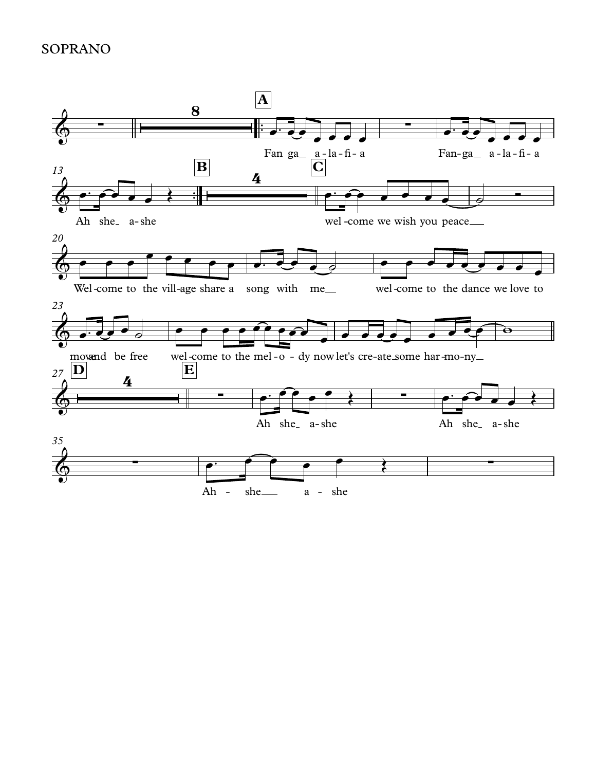SOPRANO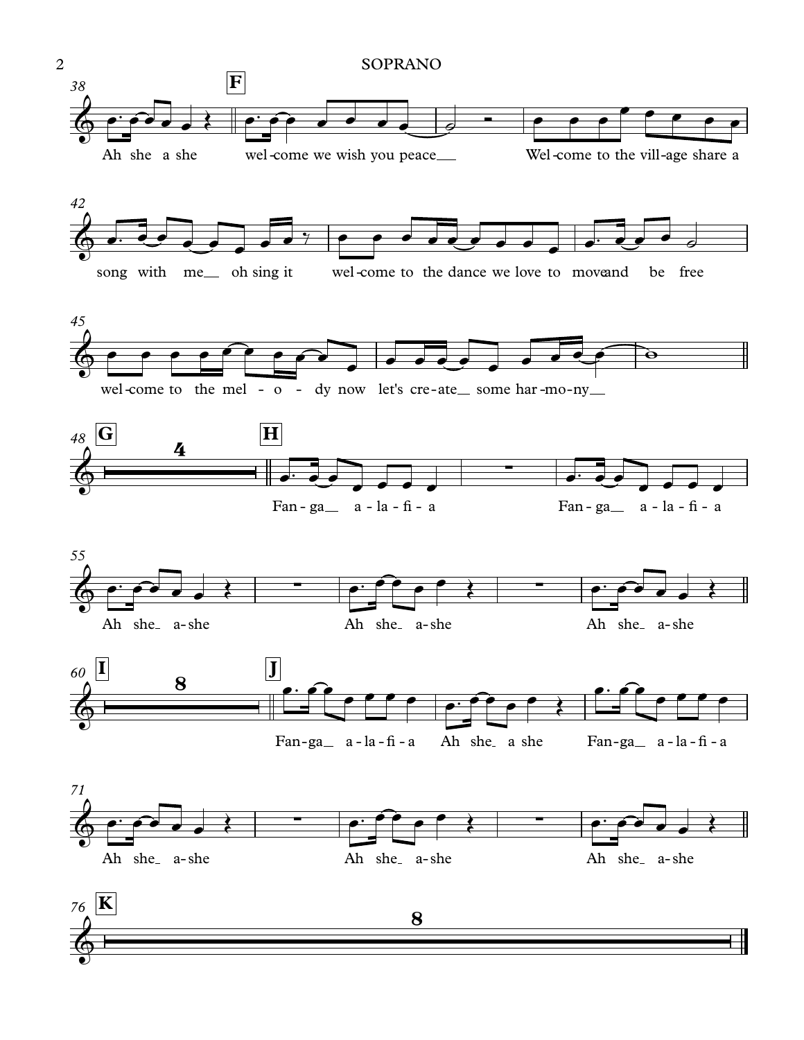**F**

Ah she a she wel-come we wish you peace__ Wel-come to the vill-age share a

song with me__ oh sing it wel-come to the dance we love to moveand be free

wel-come to the mel - o - dy now let's cre-ate__ some har-mo-ny__

**G** 4

**H**

Fan-ga__ a-la-fi-a Fan-ga__ a-la-fi-a

Ah she_ a-she Ah she_ a-she Ah she_ a-she

**I** 8

**J**

Fan-ga__ a-la-fi-a Ah she_ a she Fan-ga__ a-la-fi-a

Ah she_ a-she Ah she_ a-she Ah she_ a-she

**K** 8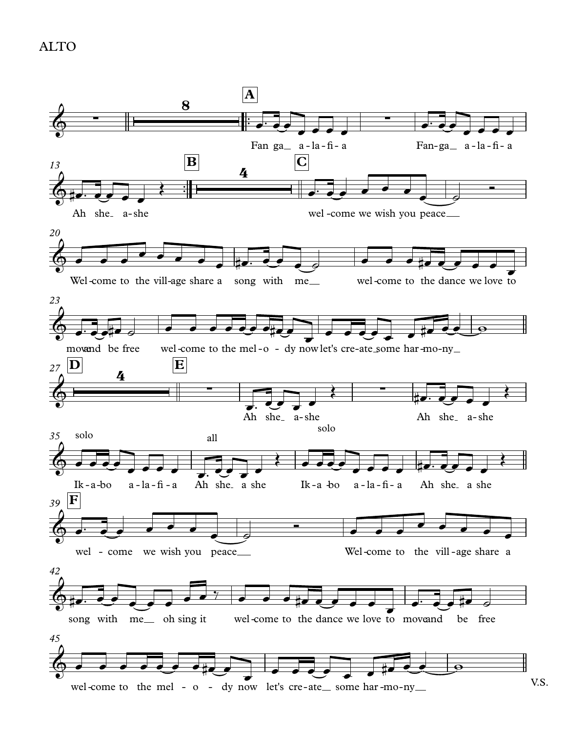# ALTO

**A**

Fan ga_ a-la-fi-a Fan-ga_ a-la-fi-a

Ah she_ a-she

**B**

**C**

wel-come we wish you peace__

Wel-come to the vill-age share a song with me__ wel-come to the dance we love to move and be free

wel-come to the mel-o - dy now let's cre-ate_some har-mo-ny__

**D**

**E**

Ah she_ a-she Ah she_ a-she

solo

Ik-a-bo a-la-fi-a

all

Ah she_ a she

solo

Ik-a-bo a-la-fi-a Ah she_ a she

**F**

wel - come we wish you peace__ Wel-come to the vill-age share a

song with me__ oh sing it wel-come to the dance we love to move and be free

wel-come to the mel - o - dy now let's cre-ate__ some har-mo-ny__

V.S.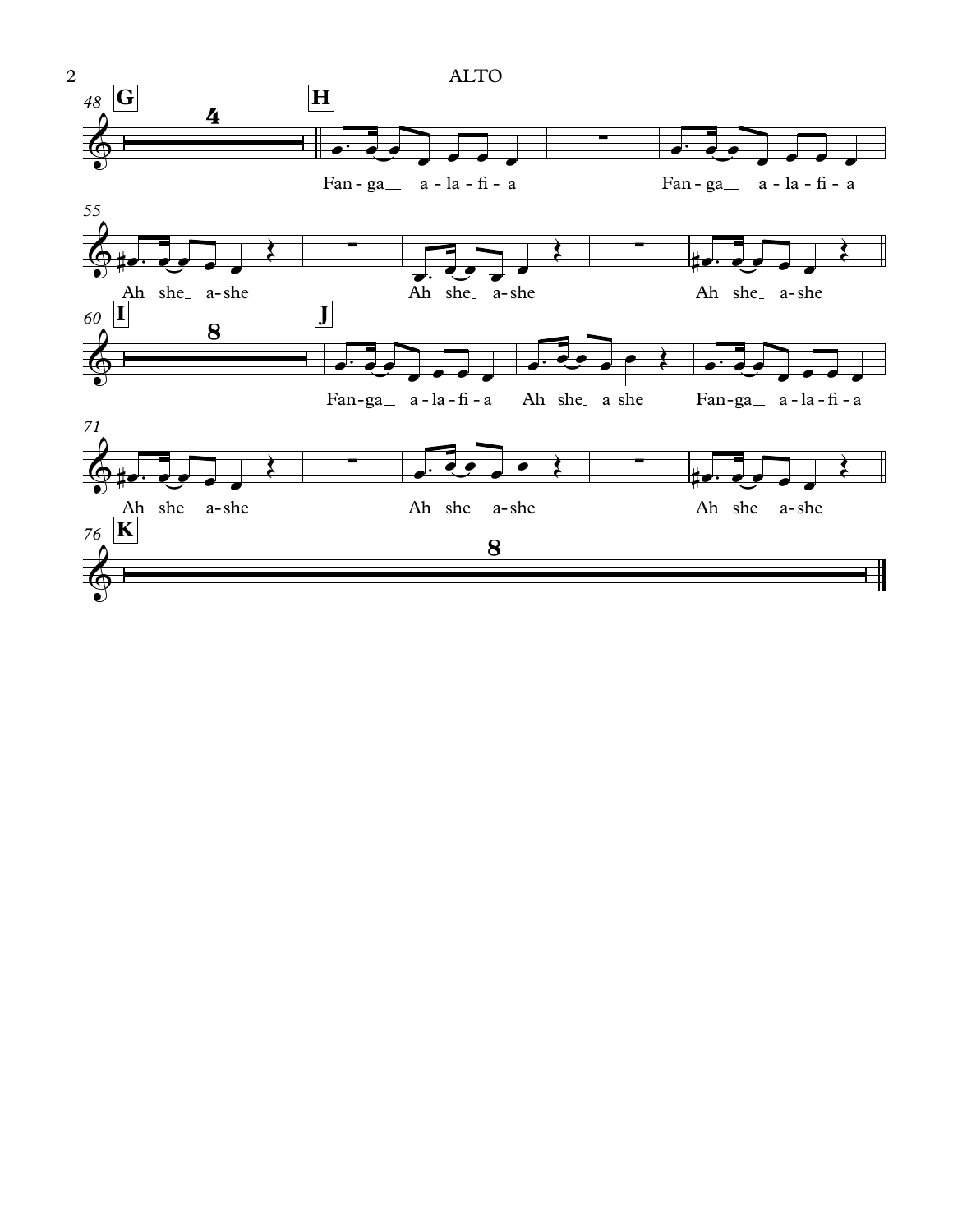**ALTO**

48 **G** 4 **H**

Fan - ga a - la - fi - a Fan - ga a - la - fi - a

55

Ah she a-she Ah she a-she Ah she a-she

60 **I** 8 **J**

Fan-ga a-la-fi-a Ah she a she Fan-ga a-la-fi-a

71

Ah she a-she Ah she a-she Ah she a-she

76 **K** 8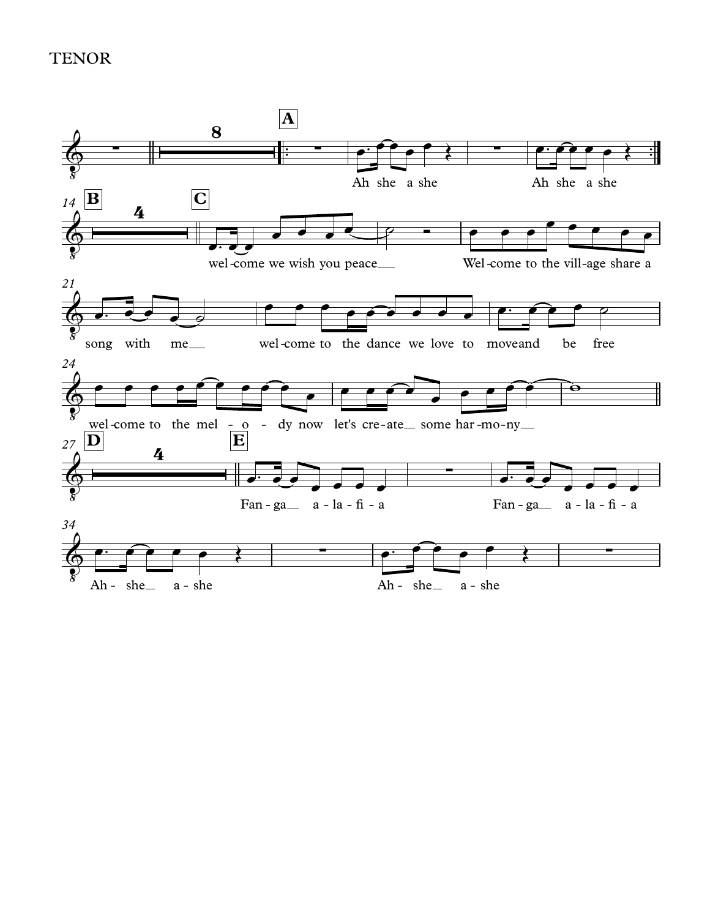TENOR

**A**

Ah she a she Ah she a she

**B**

**C**

wel-come we wish you peace Wel-come to the vill-age share a song with me wel-come to the dance we love to moveand be free wel-come to the mel - o - dy now let's cre-ate some har-mo-ny

**D**

**E**

Fan - ga a - la - fi - a Fan - ga a - la - fi - a Ah - she a - she Ah - she a - she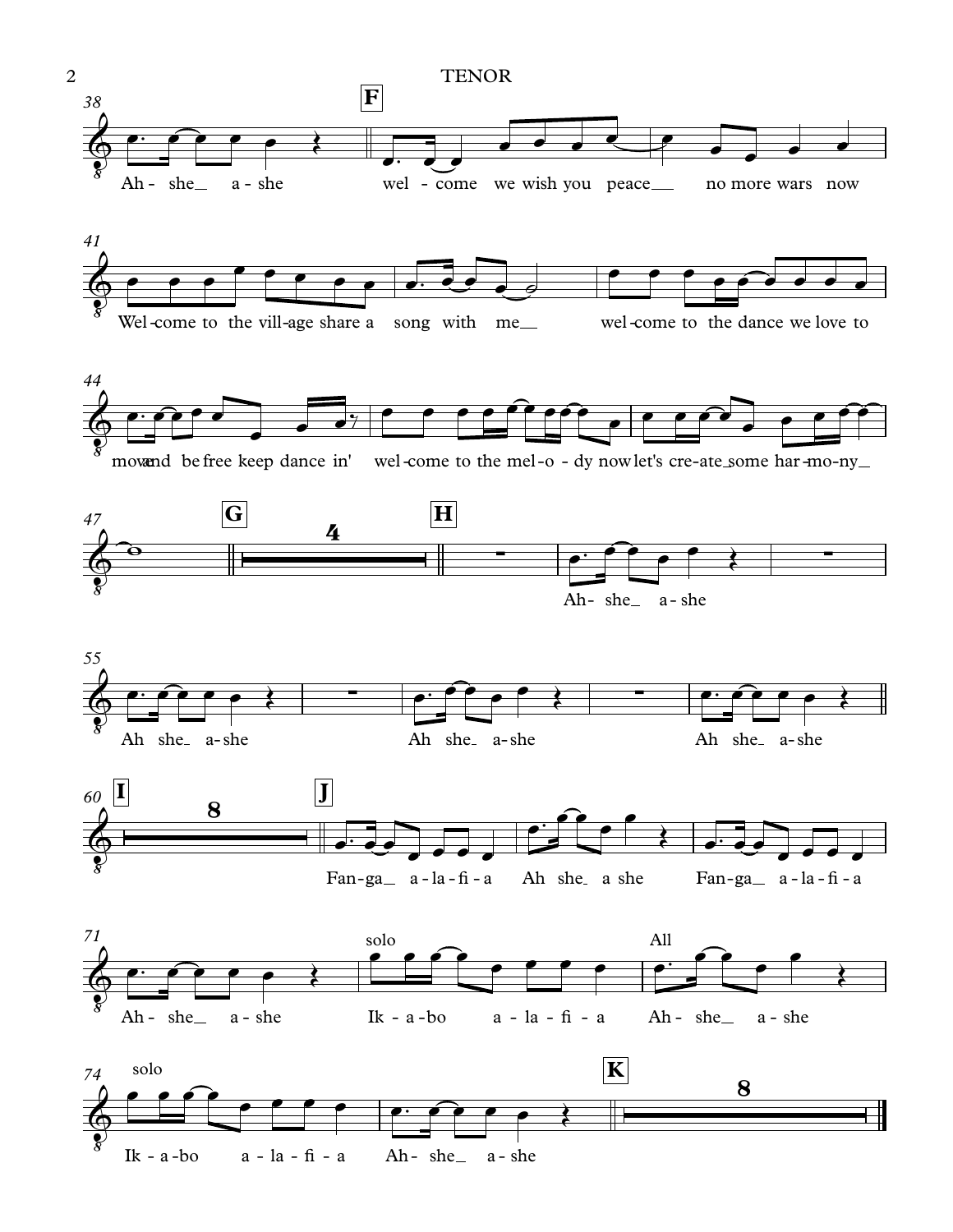Ah - she_ a - she

**F**

wel - come we wish you peace_ no more wars now

Wel-come to the vill-age share a song with me_ wel-come to the dance we love to

move and be free keep dance in' wel-come to the mel-o-dy now let's cre-ate_some har-mo-ny_

**G** 4

**H**

Ah- she_ a-she

Ah she_ a-she Ah she_ a-she Ah she_ a-she

**I** 8

**J**

Fan-ga_ a-la-fi-a Ah she_ a she Fan-ga_ a-la-fi-a

Ah- she_ a-she

solo

Ik - a-bo a - la - fi - a

All

Ah- she_ a-she

solo

Ik - a-bo a - la - fi - a Ah- she_ a-she

**K** 8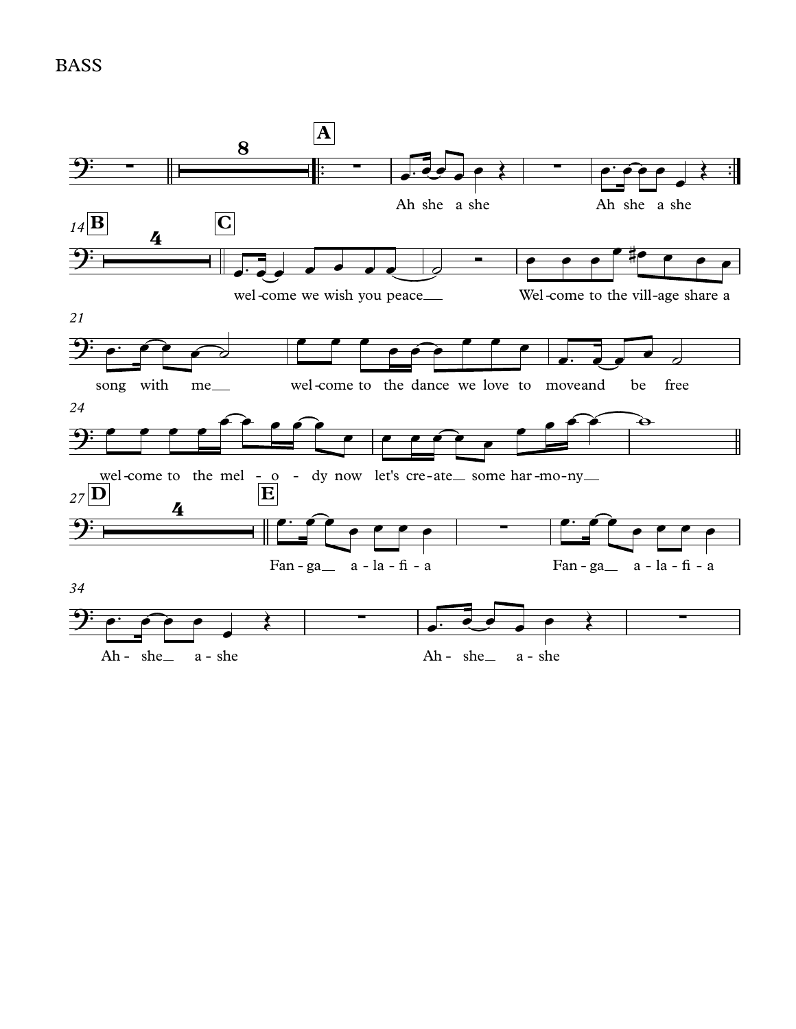BASS

**A**

Ah she a she    Ah she a she

**B**  **C**

wel-come we wish you peace__    Wel-come to the vill-age share a

song with me__    wel-come to the dance we love to moveand be free

wel-come to the mel - o - dy now let's cre-ate__ some har-mo-ny__

**D**  **E**

Fan-ga__ a-la-fi-a    Fan-ga__ a-la-fi-a

Ah-she__ a-she    Ah-she__ a-she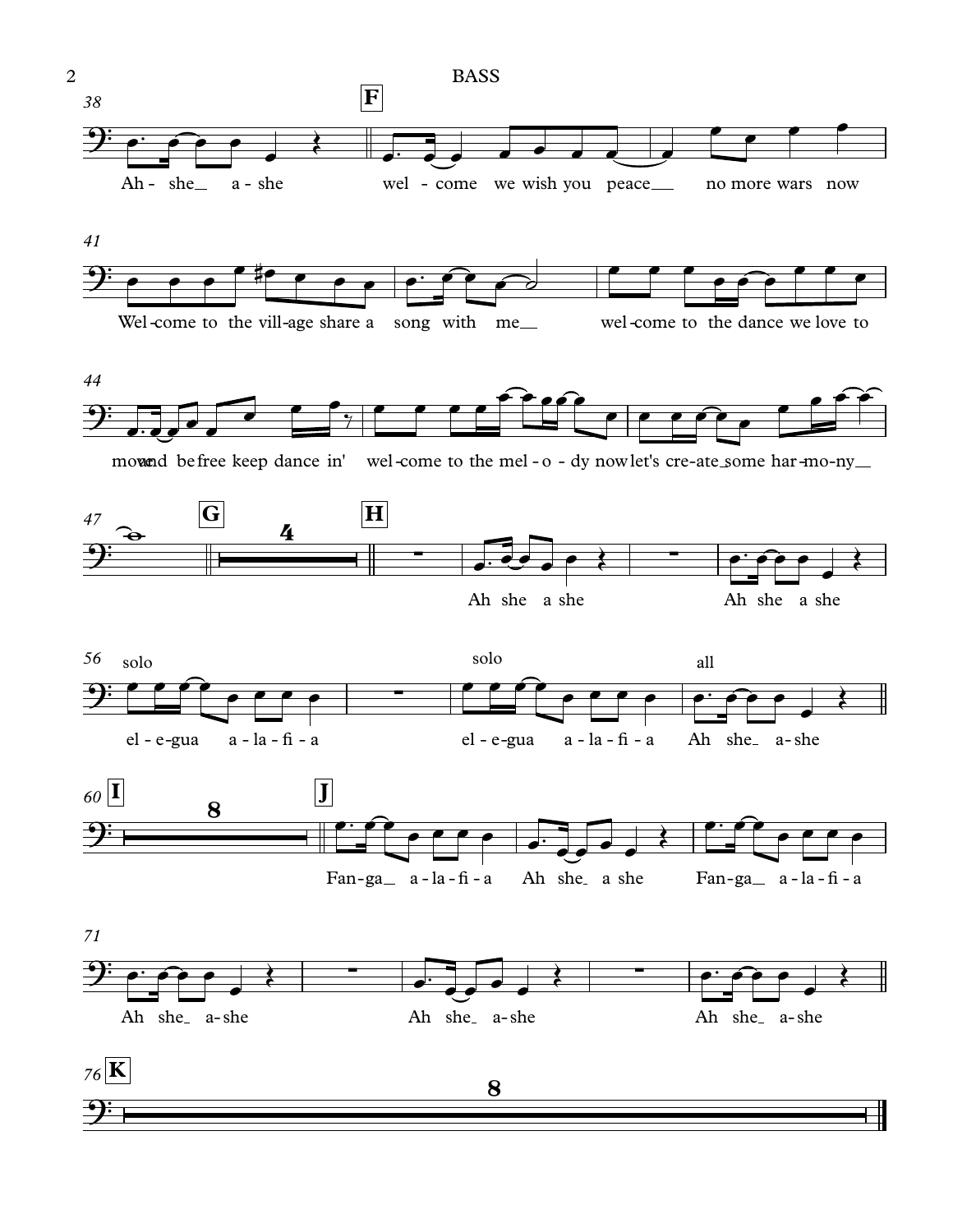38 Ah - she a - she

**F** wel - come we wish you peace no more wars now

41 Wel-come to the vill-age share a song with me wel-come to the dance we love to

44 move and be free keep dance in' wel-come to the mel - o - dy now let's cre-ate some har-mo-ny

47 **G** 4 **H** Ah she a she Ah she a she

56 solo el - e-gua a - la - fi - a solo el - e-gua a - la - fi - a all Ah she a-she

60 **I** 8 **J** Fan-ga a - la - fi - a Ah she a she Fan-ga a - la - fi - a

71 Ah she a-she Ah she a-she Ah she a-she

76 **K** 8